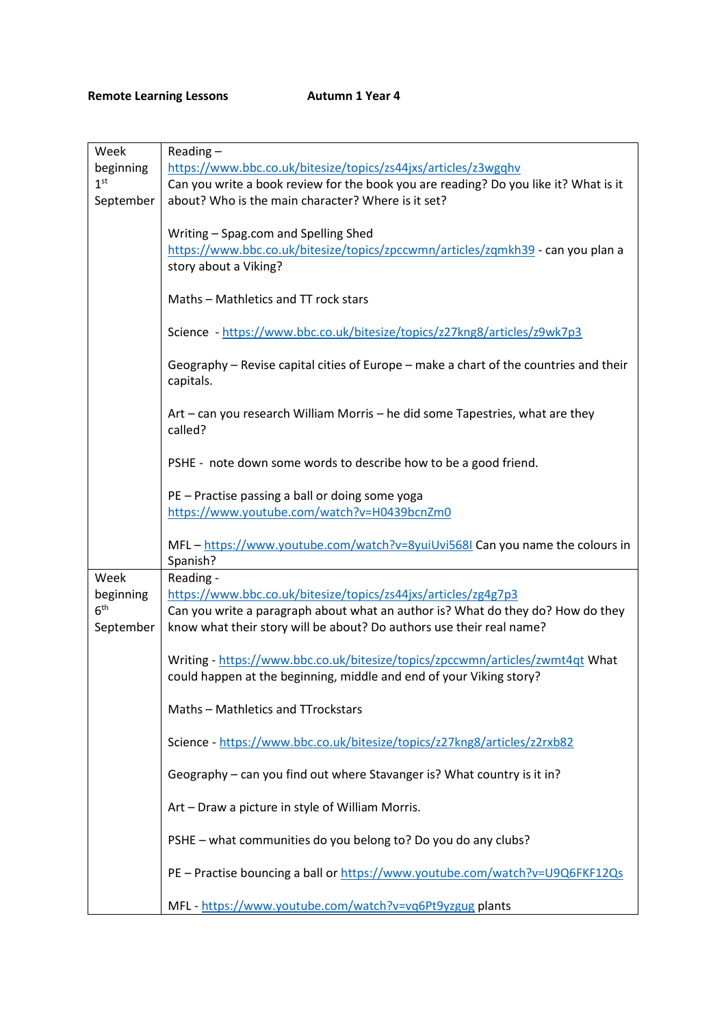**Remote Learning Lessons** **Autumn 1 Year 4**

| | |
|---|---|
| Week beginning 1st September | Reading – https://www.bbc.co.uk/bitesize/topics/zs44jxs/articles/z3wgqhv Can you write a book review for the book you are reading? Do you like it? What is it about? Who is the main character? Where is it set?<br><br>Writing – Spag.com and Spelling Shed https://www.bbc.co.uk/bitesize/topics/zpccwmn/articles/zqmkh39 - can you plan a story about a Viking?<br><br>Maths – Mathletics and TT rock stars<br><br>Science - https://www.bbc.co.uk/bitesize/topics/z27kng8/articles/z9wk7p3<br><br>Geography – Revise capital cities of Europe – make a chart of the countries and their capitals.<br><br>Art – can you research William Morris – he did some Tapestries, what are they called?<br><br>PSHE - note down some words to describe how to be a good friend.<br><br>PE – Practise passing a ball or doing some yoga https://www.youtube.com/watch?v=H0439bcnZm0<br><br>MFL – https://www.youtube.com/watch?v=8yuiUvi568I Can you name the colours in Spanish? |
| Week beginning 6th September | Reading - https://www.bbc.co.uk/bitesize/topics/zs44jxs/articles/zg4g7p3 Can you write a paragraph about what an author is? What do they do? How do they know what their story will be about? Do authors use their real name?<br><br>Writing - https://www.bbc.co.uk/bitesize/topics/zpccwmn/articles/zwmt4qt What could happen at the beginning, middle and end of your Viking story?<br><br>Maths – Mathletics and TTrockstars<br><br>Science - https://www.bbc.co.uk/bitesize/topics/z27kng8/articles/z2rxb82<br><br>Geography – can you find out where Stavanger is? What country is it in?<br><br>Art – Draw a picture in style of William Morris.<br><br>PSHE – what communities do you belong to? Do you do any clubs?<br><br>PE – Practise bouncing a ball or https://www.youtube.com/watch?v=U9Q6FKF12Qs<br><br>MFL - https://www.youtube.com/watch?v=vq6Pt9yzgug plants |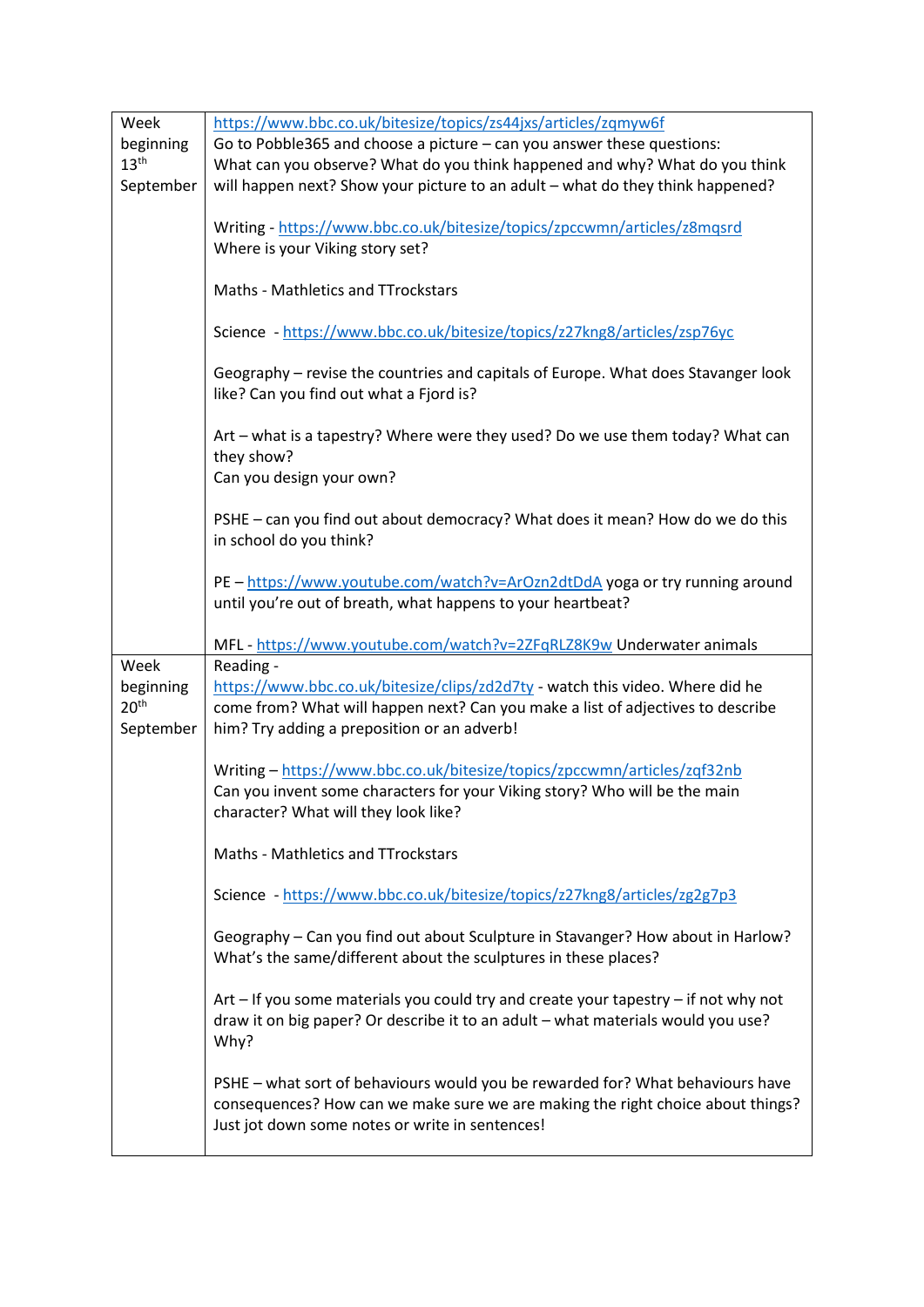| Week beginning | Activities |
|---|---|
| Week beginning 13th September | https://www.bbc.co.uk/bitesize/topics/zs44jxs/articles/zqmyw6f<br>Go to Pobble365 and choose a picture – can you answer these questions: What can you observe? What do you think happened and why? What do you think will happen next? Show your picture to an adult – what do they think happened?<br><br>Writing - https://www.bbc.co.uk/bitesize/topics/zpccwmn/articles/z8mqsrd<br>Where is your Viking story set?<br><br>Maths - Mathletics and TTrockstars<br><br>Science - https://www.bbc.co.uk/bitesize/topics/z27kng8/articles/zsp76yc<br><br>Geography – revise the countries and capitals of Europe. What does Stavanger look like? Can you find out what a Fjord is?<br><br>Art – what is a tapestry? Where were they used? Do we use them today? What can they show?<br>Can you design your own?<br><br>PSHE – can you find out about democracy? What does it mean? How do we do this in school do you think?<br><br>PE – https://www.youtube.com/watch?v=ArOzn2dtDdA yoga or try running around until you're out of breath, what happens to your heartbeat?<br><br>MFL - https://www.youtube.com/watch?v=2ZFqRLZ8K9w Underwater animals |
| Week beginning 20th September | Reading -<br>https://www.bbc.co.uk/bitesize/clips/zd2d7ty - watch this video. Where did he come from? What will happen next? Can you make a list of adjectives to describe him? Try adding a preposition or an adverb!<br><br>Writing – https://www.bbc.co.uk/bitesize/topics/zpccwmn/articles/zqf32nb<br>Can you invent some characters for your Viking story? Who will be the main character? What will they look like?<br><br>Maths - Mathletics and TTrockstars<br><br>Science - https://www.bbc.co.uk/bitesize/topics/z27kng8/articles/zg2g7p3<br><br>Geography – Can you find out about Sculpture in Stavanger? How about in Harlow? What's the same/different about the sculptures in these places?<br><br>Art – If you some materials you could try and create your tapestry – if not why not draw it on big paper? Or describe it to an adult – what materials would you use? Why?<br><br>PSHE – what sort of behaviours would you be rewarded for? What behaviours have consequences? How can we make sure we are making the right choice about things? Just jot down some notes or write in sentences! |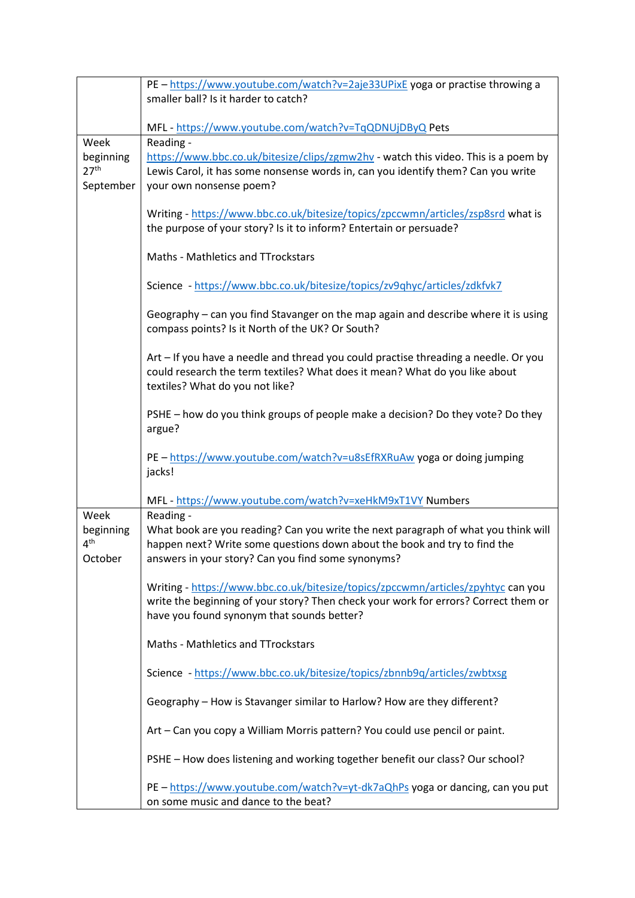| | |
|---|---|
| | PE – https://www.youtube.com/watch?v=2aje33UPixE yoga or practise throwing a smaller ball? Is it harder to catch?<br><br>MFL - https://www.youtube.com/watch?v=TqQDNUjDByQ Pets |
| Week beginning 27th September | Reading - https://www.bbc.co.uk/bitesize/clips/zgmw2hv - watch this video. This is a poem by Lewis Carol, it has some nonsense words in, can you identify them? Can you write your own nonsense poem?<br><br>Writing - https://www.bbc.co.uk/bitesize/topics/zpccwmn/articles/zsp8srd what is the purpose of your story? Is it to inform? Entertain or persuade?<br><br>Maths - Mathletics and TTrockstars<br><br>Science - https://www.bbc.co.uk/bitesize/topics/zv9qhyc/articles/zdkfvk7<br><br>Geography – can you find Stavanger on the map again and describe where it is using compass points? Is it North of the UK? Or South?<br><br>Art – If you have a needle and thread you could practise threading a needle. Or you could research the term textiles? What does it mean? What do you like about textiles? What do you not like?<br><br>PSHE – how do you think groups of people make a decision? Do they vote? Do they argue?<br><br>PE – https://www.youtube.com/watch?v=u8sEfRXRuAw yoga or doing jumping jacks!<br><br>MFL - https://www.youtube.com/watch?v=xeHkM9xT1VY Numbers |
| Week beginning 4th October | Reading - What book are you reading? Can you write the next paragraph of what you think will happen next? Write some questions down about the book and try to find the answers in your story? Can you find some synonyms?<br><br>Writing - https://www.bbc.co.uk/bitesize/topics/zpccwmn/articles/zpyhtyc can you write the beginning of your story? Then check your work for errors? Correct them or have you found synonym that sounds better?<br><br>Maths - Mathletics and TTrockstars<br><br>Science - https://www.bbc.co.uk/bitesize/topics/zbnnb9q/articles/zwbtxsg<br><br>Geography – How is Stavanger similar to Harlow? How are they different?<br><br>Art – Can you copy a William Morris pattern? You could use pencil or paint.<br><br>PSHE – How does listening and working together benefit our class? Our school?<br><br>PE – https://www.youtube.com/watch?v=yt-dk7aQhPs yoga or dancing, can you put on some music and dance to the beat? |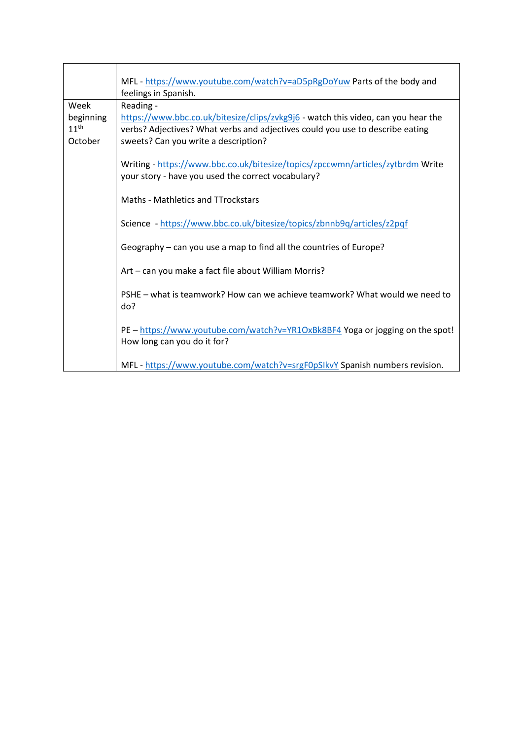| | |
|---|---|
| | MFL - https://www.youtube.com/watch?v=aD5pRgDoYuw Parts of the body and feelings in Spanish. |
| Week beginning 11th October | Reading - https://www.bbc.co.uk/bitesize/clips/zvkg9j6 - watch this video, can you hear the verbs? Adjectives? What verbs and adjectives could you use to describe eating sweets? Can you write a description?<br><br>Writing - https://www.bbc.co.uk/bitesize/topics/zpccwmn/articles/zytbrdm Write your story - have you used the correct vocabulary?<br><br>Maths - Mathletics and TTrockstars<br><br>Science - https://www.bbc.co.uk/bitesize/topics/zbnnb9q/articles/z2pqf<br><br>Geography – can you use a map to find all the countries of Europe?<br><br>Art – can you make a fact file about William Morris?<br><br>PSHE – what is teamwork? How can we achieve teamwork? What would we need to do?<br><br>PE – https://www.youtube.com/watch?v=YR1OxBk8BF4 Yoga or jogging on the spot! How long can you do it for?<br><br>MFL - https://www.youtube.com/watch?v=srgF0pSIkvY Spanish numbers revision. |